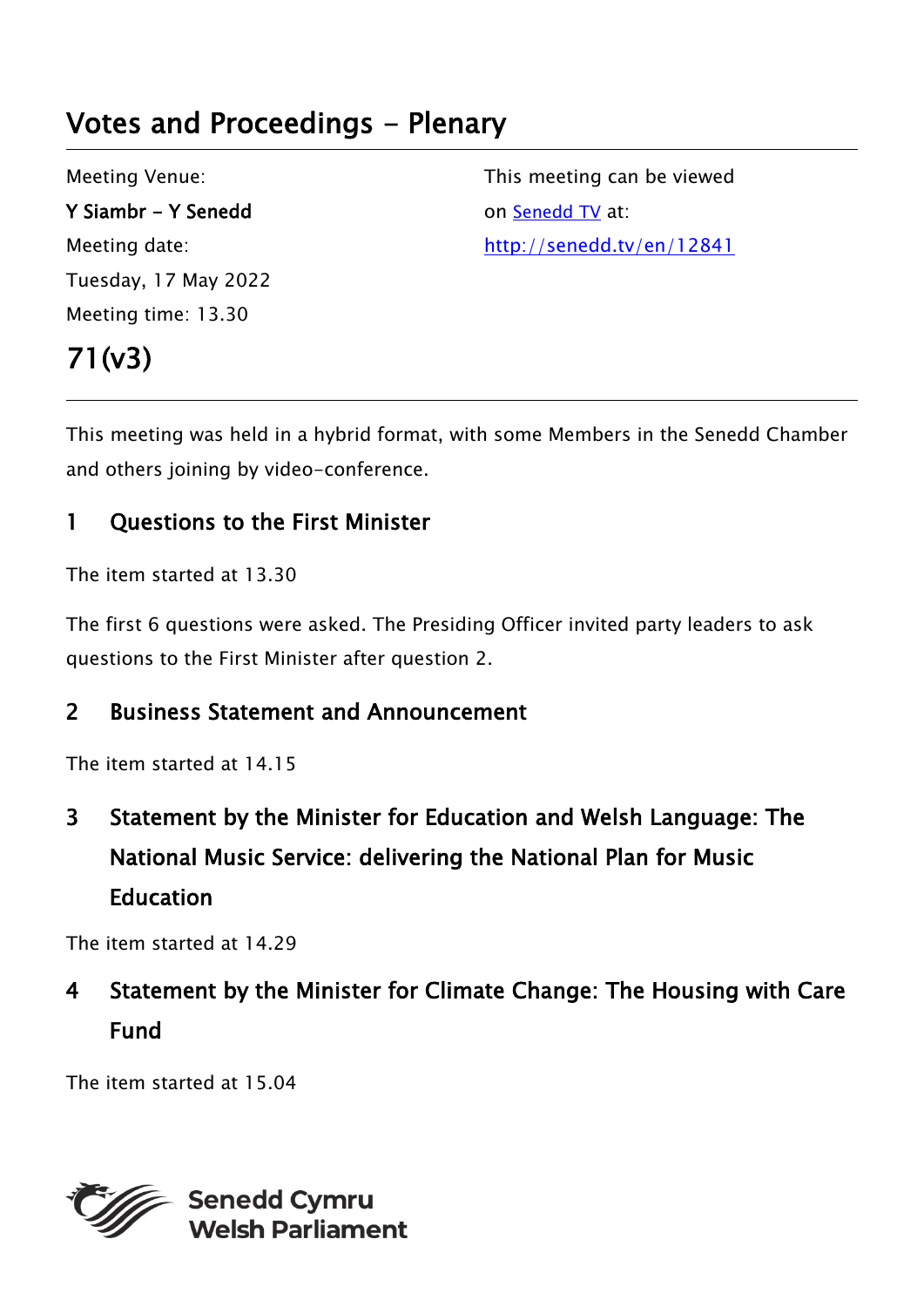# Votes and Proceedings - Plenary

Meeting Venue:
**Y Siambr - Y Senedd**
Meeting date:
Tuesday, 17 May 2022
Meeting time: 13.30

This meeting can be viewed on [Senedd TV](http://senedd.tv/en/12841) at:
http://senedd.tv/en/12841

# 71(v3)

This meeting was held in a hybrid format, with some Members in the Senedd Chamber and others joining by video-conference.

## 1 Questions to the First Minister

The item started at 13.30

The first 6 questions were asked. The Presiding Officer invited party leaders to ask questions to the First Minister after question 2.

## 2 Business Statement and Announcement

The item started at 14.15

## 3 Statement by the Minister for Education and Welsh Language: The National Music Service: delivering the National Plan for Music Education

The item started at 14.29

## 4 Statement by the Minister for Climate Change: The Housing with Care Fund

The item started at 15.04

Senedd Cymru
Welsh Parliament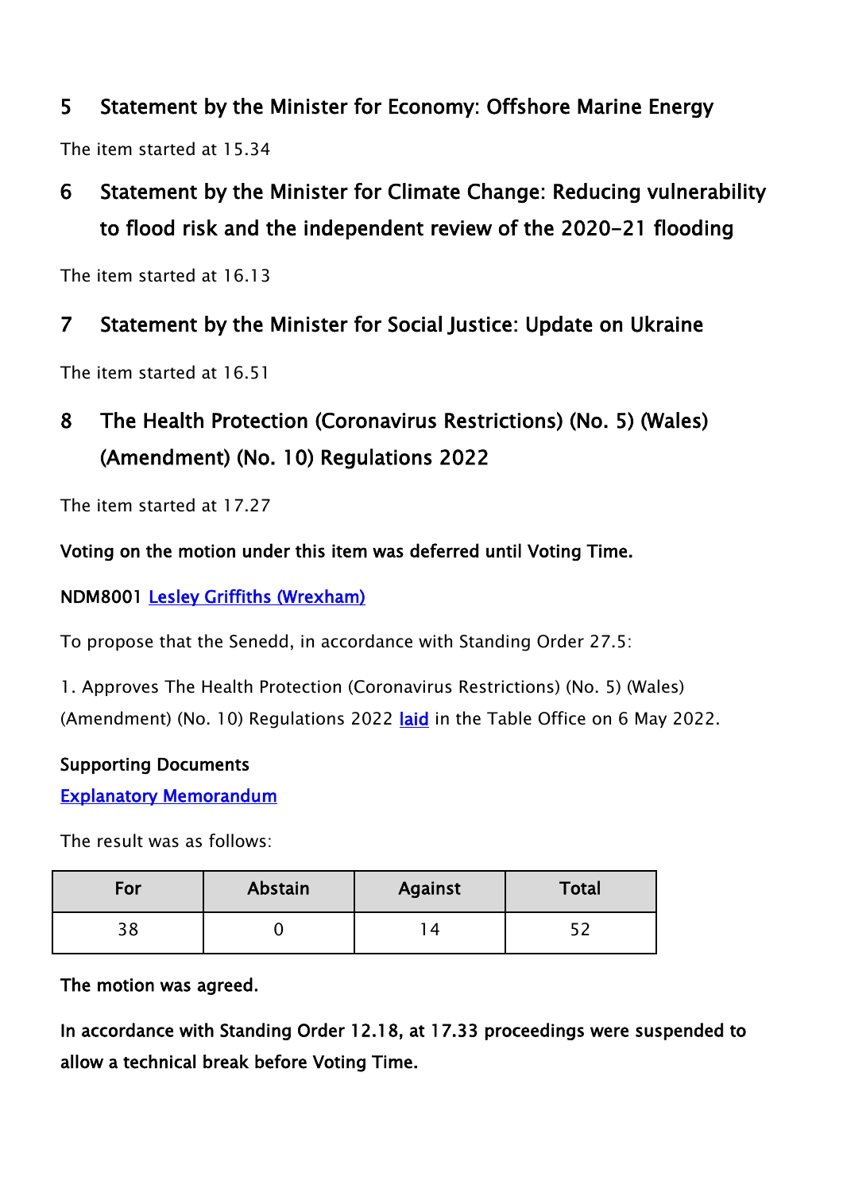## 5 Statement by the Minister for Economy: Offshore Marine Energy

The item started at 15.34

## 6 Statement by the Minister for Climate Change: Reducing vulnerability to flood risk and the independent review of the 2020-21 flooding

The item started at 16.13

## 7 Statement by the Minister for Social Justice: Update on Ukraine

The item started at 16.51

## 8 The Health Protection (Coronavirus Restrictions) (No. 5) (Wales) (Amendment) (No. 10) Regulations 2022

The item started at 17.27

**Voting on the motion under this item was deferred until Voting Time.**

**NDM8001** [Lesley Griffiths (Wrexham)]()

To propose that the Senedd, in accordance with Standing Order 27.5:

1. Approves The Health Protection (Coronavirus Restrictions) (No. 5) (Wales) (Amendment) (No. 10) Regulations 2022 [laid]() in the Table Office on 6 May 2022.

**Supporting Documents**

[Explanatory Memorandum]()

The result was as follows:

| For | Abstain | Against | Total |
|---|---|---|---|
| 38 | 0 | 14 | 52 |

**The motion was agreed.**

**In accordance with Standing Order 12.18, at 17.33 proceedings were suspended to allow a technical break before Voting Time.**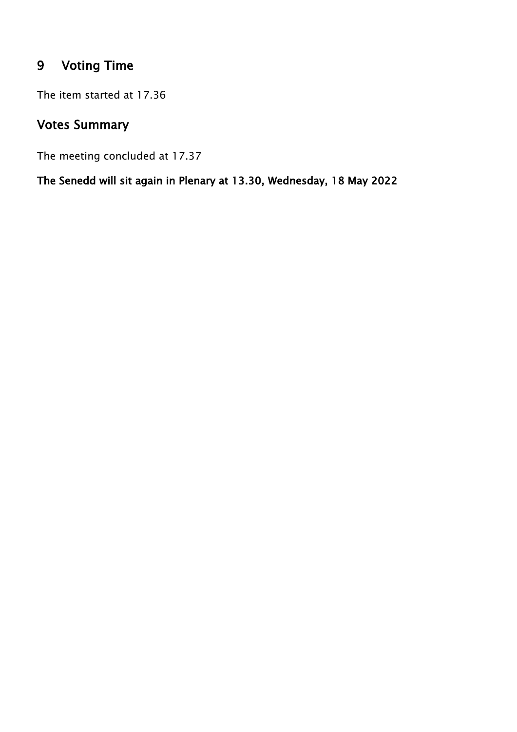## 9 Voting Time

The item started at 17.36

## Votes Summary

The meeting concluded at 17.37

**The Senedd will sit again in Plenary at 13.30, Wednesday, 18 May 2022**